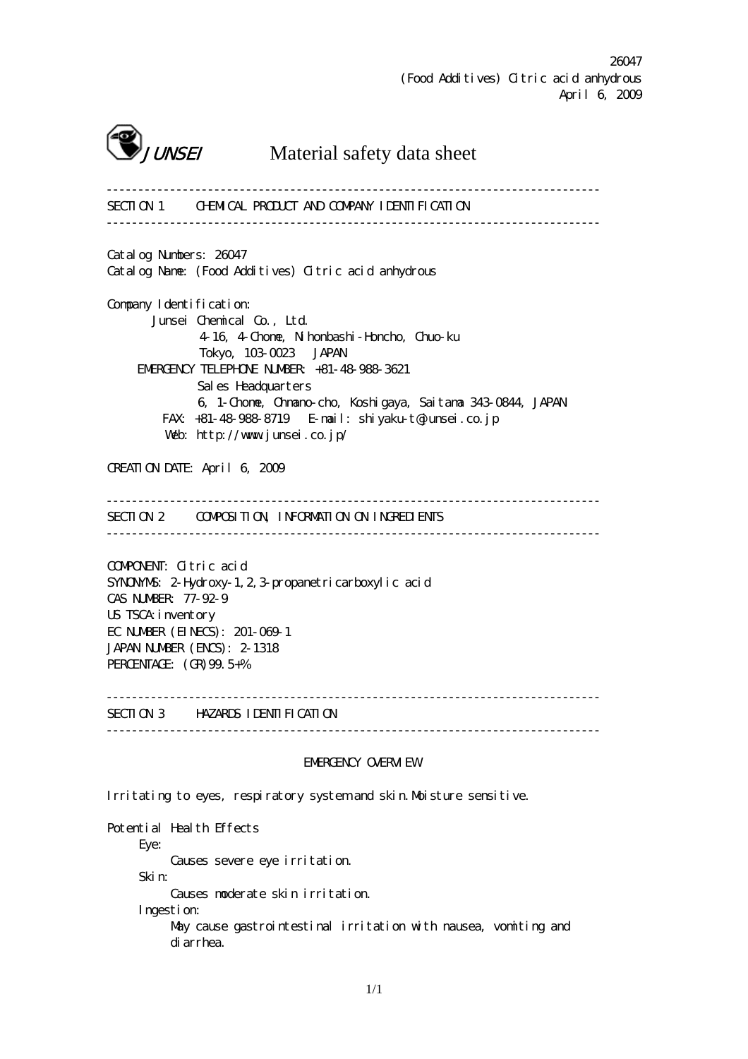26047
(Food Additives) Citric acid anhydrous
April 6, 2009

# JUNSEI Material safety data sheet

---

## SECTION 1 CHEMICAL PRODUCT AND COMPANY IDENTIFICATION

---

Catalog Numbers: 26047
Catalog Name: (Food Additives) Citric acid anhydrous

Company Identification:
Junsei Chemical Co., Ltd.
4-16, 4-Chome, Nihonbashi-Honcho, Chuo-ku
Tokyo, 103-0023 JAPAN
EMERGENCY TELEPHONE NUMBER: +81-48-988-3621
Sales Headquarters
6, 1-Chome, Ohmano-cho, Koshigaya, Saitama 343-0844, JAPAN
FAX: +81-48-988-8719 E-mail: shiyaku-t@junsei.co.jp
Web: http://www.junsei.co.jp/

CREATION DATE: April 6, 2009

---

## SECTION 2 COMPOSITION, INFORMATION ON INGREDIENTS

---

COMPONENT: Citric acid
SYNONYMS: 2-Hydroxy-1,2,3-propanetricarboxylic acid
CAS NUMBER: 77-92-9
US TSCA: inventory
EC NUMBER (EINECS): 201-069-1
JAPAN NUMBER (ENCS): 2-1318
PERCENTAGE: (GR)99.5+%

---

## SECTION 3 HAZARDS IDENTIFICATION

---

EMERGENCY OVERVIEW

Irritating to eyes, respiratory system and skin. Moisture sensitive.

Potential Health Effects
- Eye:
  - Causes severe eye irritation.
- Skin:
  - Causes moderate skin irritation.
- Ingestion:
  - May cause gastrointestinal irritation with nausea, vomiting and diarrhea.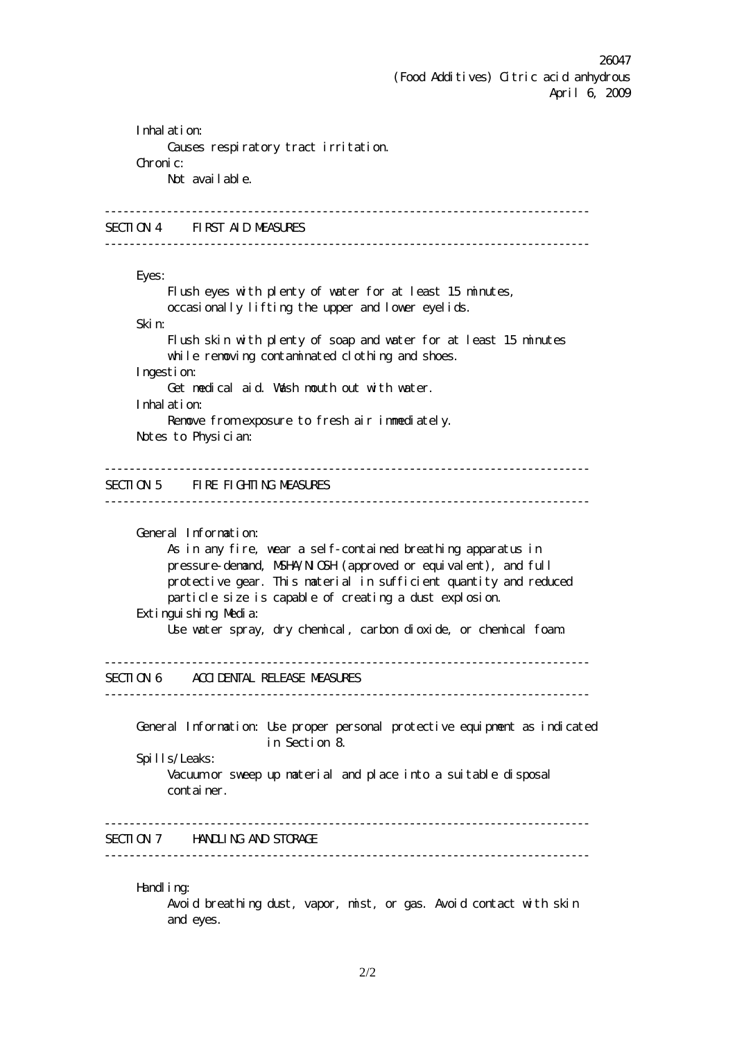Inhalation:
Causes respiratory tract irritation.

Chronic:
Not available.

## SECTION 4 FIRST AID MEASURES

Eyes:
Flush eyes with plenty of water for at least 15 minutes, occasionally lifting the upper and lower eyelids.

Skin:
Flush skin with plenty of soap and water for at least 15 minutes while removing contaminated clothing and shoes.

Ingestion:
Get medical aid. Wash mouth out with water.

Inhalation:
Remove from exposure to fresh air immediately.

Notes to Physician:

## SECTION 5 FIRE FIGHTING MEASURES

General Information:
As in any fire, wear a self-contained breathing apparatus in pressure-demand, MSHA/NIOSH (approved or equivalent), and full protective gear. This material in sufficient quantity and reduced particle size is capable of creating a dust explosion.

Extinguishing Media:
Use water spray, dry chemical, carbon dioxide, or chemical foam.

## SECTION 6 ACCIDENTAL RELEASE MEASURES

General Information: Use proper personal protective equipment as indicated in Section 8.

Spills/Leaks:
Vacuum or sweep up material and place into a suitable disposal container.

## SECTION 7 HANDLING AND STORAGE

Handling:
Avoid breathing dust, vapor, mist, or gas. Avoid contact with skin and eyes.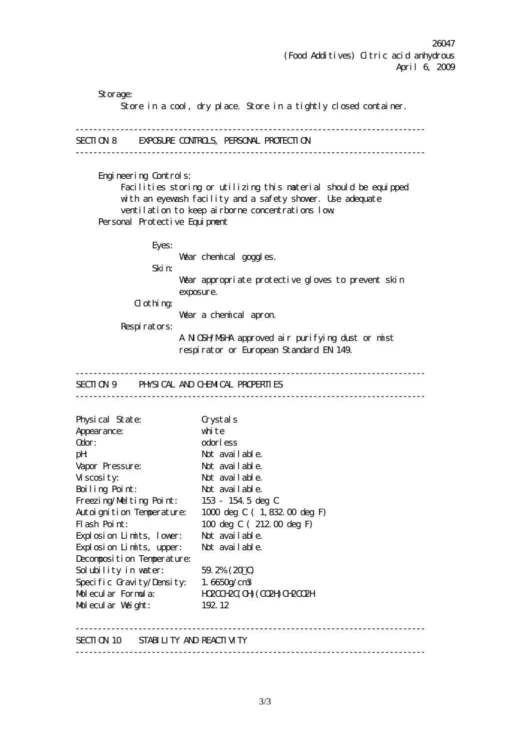Storage:
Store in a cool, dry place. Store in a tightly closed container.

## SECTION 8 EXPOSURE CONTROLS, PERSONAL PROTECTION

Engineering Controls:
Facilities storing or utilizing this material should be equipped with an eyewash facility and a safety shower. Use adequate ventilation to keep airborne concentrations low.

Personal Protective Equipment

Eyes:
Wear chemical goggles.

Skin:
Wear appropriate protective gloves to prevent skin exposure.

Clothing:
Wear a chemical apron.

Respirators:
A NIOSH/MSHA approved air purifying dust or mist respirator or European Standard EN 149.

## SECTION 9 PHYSICAL AND CHEMICAL PROPERTIES

| | |
|---|---|
| Physical State: | Crystals |
| Appearance: | white |
| Odor: | odorless |
| pH: | Not available. |
| Vapor Pressure: | Not available. |
| Viscosity: | Not available. |
| Boiling Point: | Not available. |
| Freezing/Melting Point: | 153 - 154.5 deg C |
| Autoignition Temperature: | 1000 deg C ( 1,832.00 deg F) |
| Flash Point: | 100 deg C ( 212.00 deg F) |
| Explosion Limits, lower: | Not available. |
| Explosion Limits, upper: | Not available. |
| Decomposition Temperature: | |
| Solubility in water: | 59.2% (20℃) |
| Specific Gravity/Density: | 1.6650g/cm3 |
| Molecular Formula: | HO2CCH2C(OH)(CO2H)CH2CO2H |
| Molecular Weight: | 192.12 |

## SECTION 10 STABILITY AND REACTIVITY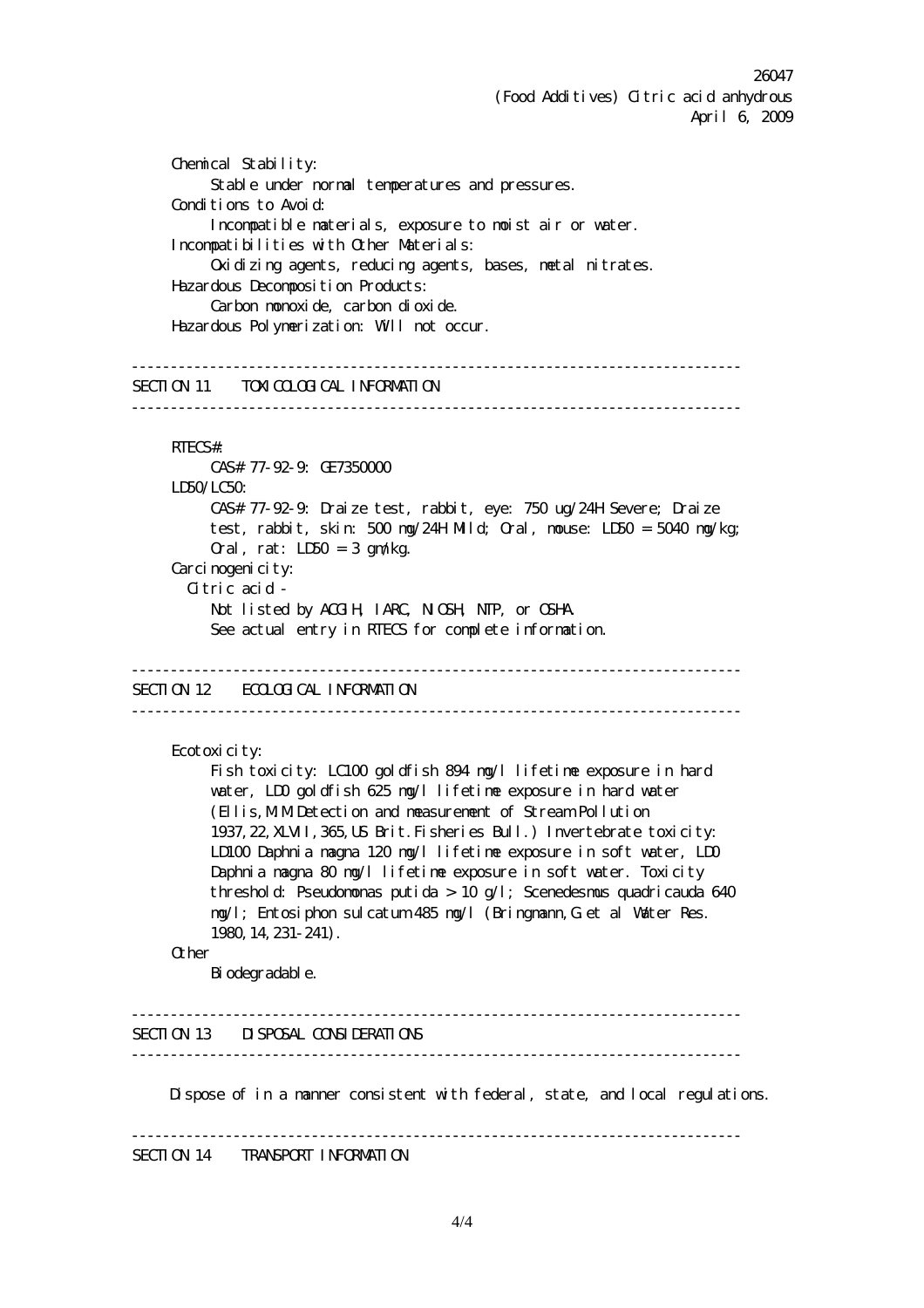Chemical Stability:
Stable under normal temperatures and pressures.

Conditions to Avoid:
Incompatible materials, exposure to moist air or water.

Incompatibilities with Other Materials:
Oxidizing agents, reducing agents, bases, metal nitrates.

Hazardous Decomposition Products:
Carbon monoxide, carbon dioxide.

Hazardous Polymerization: Will not occur.

---

## SECTION 11 TOXICOLOGICAL INFORMATION

---

RTECS#:
CAS# 77-92-9: GE7350000

LD50/LC50:
CAS# 77-92-9: Draize test, rabbit, eye: 750 ug/24H Severe; Draize test, rabbit, skin: 500 mg/24H Mild; Oral, mouse: LD50 = 5040 mg/kg; Oral, rat: LD50 = 3 gm/kg.

Carcinogenicity:
Citric acid -
Not listed by ACGIH, IARC, NIOSH, NTP, or OSHA.
See actual entry in RTECS for complete information.

---

## SECTION 12 ECOLOGICAL INFORMATION

---

Ecotoxicity:
Fish toxicity: LC100 goldfish 894 mg/l lifetime exposure in hard water, LD0 goldfish 625 mg/l lifetime exposure in hard water (Ellis,M.M.Detection and measurement of Stream Pollution 1937,22,XLVII,365,US Brit.Fisheries Bull.) Invertebrate toxicity: LD100 Daphnia magna 120 mg/l lifetime exposure in soft water, LD0 Daphnia magna 80 mg/l lifetime exposure in soft water. Toxicity threshold: Pseudomonas putida > 10 g/l; Scenedesmus quadricauda 640 mg/l; Entosiphon sulcatum 485 mg/l (Bringmann,G.et al Water Res. 1980,14,231-241).

Other
Biodegradable.

---

## SECTION 13 DISPOSAL CONSIDERATIONS

---

Dispose of in a manner consistent with federal, state, and local regulations.

---

## SECTION 14 TRANSPORT INFORMATION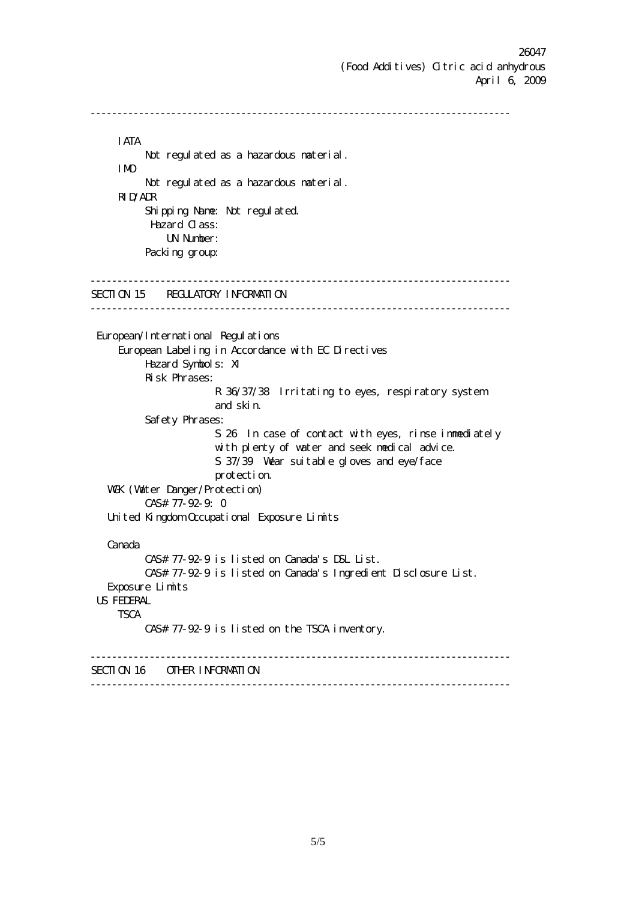IATA

Not regulated as a hazardous material.

IMO

Not regulated as a hazardous material.

RID/ADR

Shipping Name: Not regulated.
Hazard Class:
UN Number:
Packing group:

---

## SECTION 15 REGULATORY INFORMATION

---

European/International Regulations

European Labeling in Accordance with EC Directives

Hazard Symbols: XI

Risk Phrases:

R 36/37/38 Irritating to eyes, respiratory system and skin.

Safety Phrases:

S 26 In case of contact with eyes, rinse immediately with plenty of water and seek medical advice.

S 37/39 Wear suitable gloves and eye/face protection.

WGK (Water Danger/Protection)

CAS# 77-92-9: 0

United Kingdom Occupational Exposure Limits

Canada

CAS# 77-92-9 is listed on Canada's DSL List.
CAS# 77-92-9 is listed on Canada's Ingredient Disclosure List.

Exposure Limits

US FEDERAL

TSCA

CAS# 77-92-9 is listed on the TSCA inventory.

---

## SECTION 16 OTHER INFORMATION

---